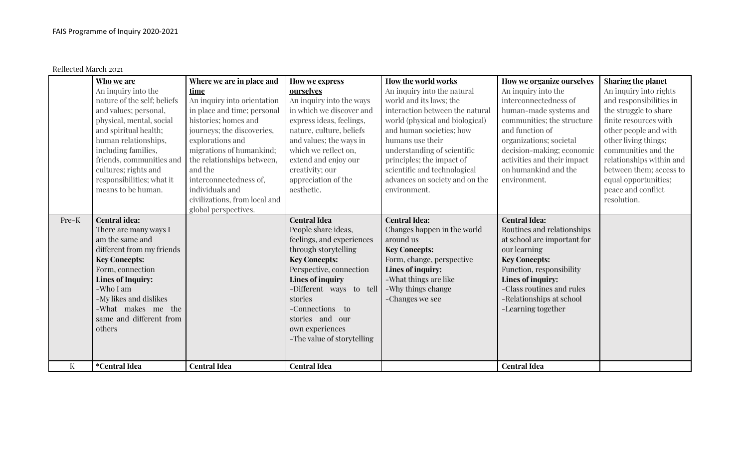FAIS Programme of Inquiry 2020-2021

Reflected March 2021

| | **Who we are**<br>An inquiry into the nature of the self; beliefs and values; personal, physical, mental, social and spiritual health; human relationships, including families, friends, communities and cultures; rights and responsibilities; what it means to be human. | **Where we are in place and time**<br>An inquiry into orientation in place and time; personal histories; homes and journeys; the discoveries, explorations and migrations of humankind; the relationships between, and the interconnectedness of, individuals and civilizations, from local and global perspectives. | **How we express ourselves**<br>An inquiry into the ways in which we discover and express ideas, feelings, nature, culture, beliefs and values; the ways in which we reflect on, extend and enjoy our creativity; our appreciation of the aesthetic. | **How the world works**<br>An inquiry into the natural world and its laws; the interaction between the natural world (physical and biological) and human societies; how humans use their understanding of scientific principles; the impact of scientific and technological advances on society and on the environment. | **How we organize ourselves**<br>An inquiry into the interconnectedness of human-made systems and communities; the structure and function of organizations; societal decision-making; economic activities and their impact on humankind and the environment. | **Sharing the planet**<br>An inquiry into rights and responsibilities in the struggle to share finite resources with other people and with other living things; communities and the relationships within and between them; access to equal opportunities; peace and conflict resolution. |
|---|---|---|---|---|---|---|
| Pre-K | **Central idea:**<br>There are many ways I am the same and different from my friends<br>**Key Concepts:**<br>Form, connection<br>**Lines of Inquiry:**<br>-Who I am<br>-My likes and dislikes<br>-What makes me the same and different from others | | **Central Idea**<br>People share ideas, feelings, and experiences through storytelling<br>**Key Concepts:**<br>Perspective, connection<br>**Lines of inquiry**<br>-Different ways to tell stories<br>-Connections to stories and our own experiences<br>-The value of storytelling | **Central Idea:**<br>Changes happen in the world around us<br>**Key Concepts:**<br>Form, change, perspective<br>**Lines of inquiry:**<br>-What things are like<br>-Why things change<br>-Changes we see | **Central Idea:**<br>Routines and relationships at school are important for our learning<br>**Key Concepts:**<br>Function, responsibility<br>**Lines of inquiry:**<br>-Class routines and rules<br>-Relationships at school<br>-Learning together | |
| K | ***Central Idea** | **Central Idea** | **Central Idea** | | **Central Idea** | |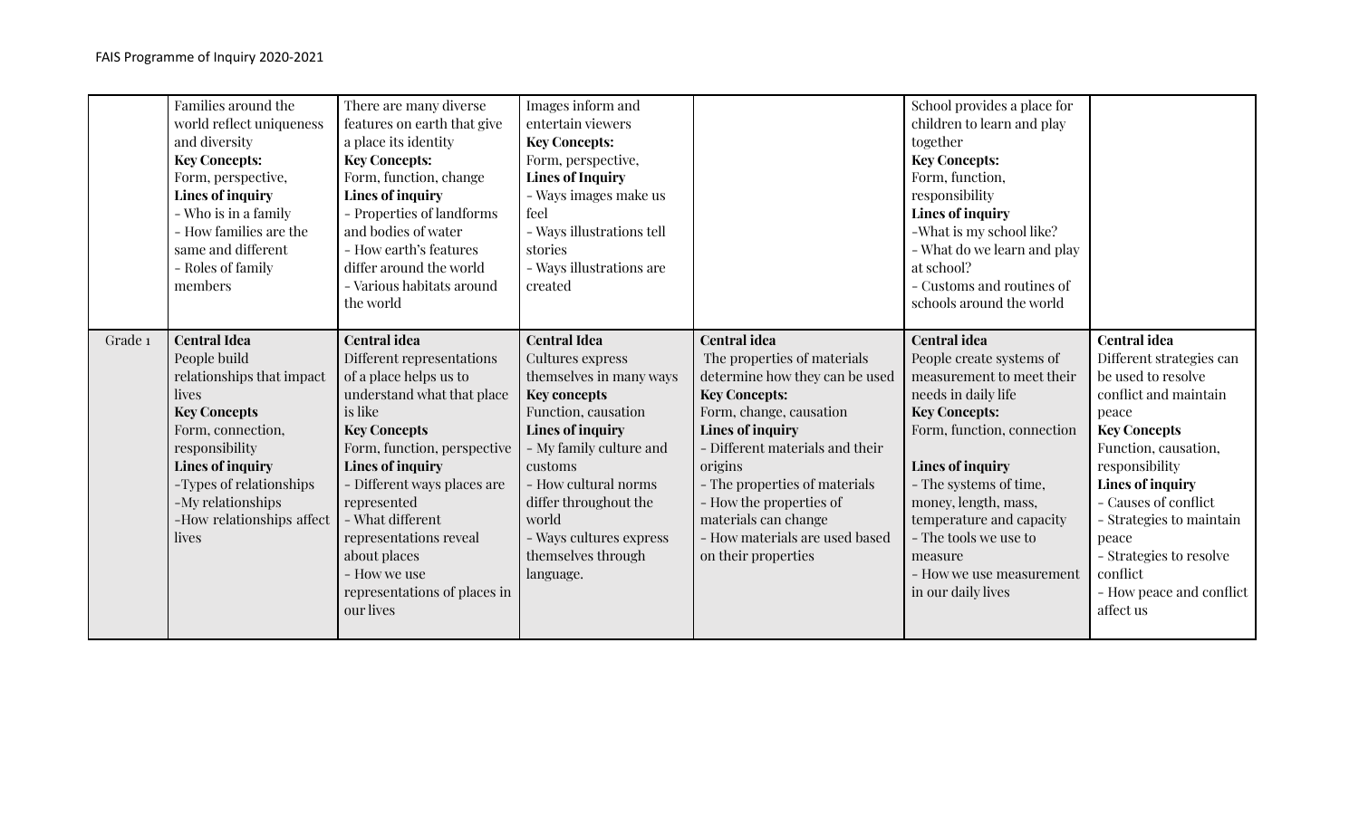| | | | | | | |
|---|---|---|---|---|---|---|
| | Families around the world reflect uniqueness and diversity<br>**Key Concepts:**<br>Form, perspective,<br>**Lines of inquiry**<br>- Who is in a family<br>- How families are the same and different<br>- Roles of family members | There are many diverse features on earth that give a place its identity<br>**Key Concepts:**<br>Form, function, change<br>**Lines of inquiry**<br>- Properties of landforms and bodies of water<br>- How earth's features differ around the world<br>- Various habitats around the world | Images inform and entertain viewers<br>**Key Concepts:**<br>Form, perspective,<br>**Lines of Inquiry**<br>- Ways images make us feel<br>- Ways illustrations tell stories<br>- Ways illustrations are created | | School provides a place for children to learn and play together<br>**Key Concepts:**<br>Form, function, responsibility<br>**Lines of inquiry**<br>-What is my school like?<br>- What do we learn and play at school?<br>- Customs and routines of schools around the world | |
| Grade 1 | **Central Idea**<br>People build relationships that impact lives<br>**Key Concepts**<br>Form, connection, responsibility<br>**Lines of inquiry**<br>-Types of relationships<br>-My relationships<br>-How relationships affect lives | **Central idea**<br>Different representations of a place helps us to understand what that place is like<br>**Key Concepts**<br>Form, function, perspective<br>**Lines of inquiry**<br>- Different ways places are represented<br>- What different representations reveal about places<br>- How we use representations of places in our lives | **Central Idea**<br>Cultures express themselves in many ways<br>**Key concepts**<br>Function, causation<br>**Lines of inquiry**<br>- My family culture and customs<br>- How cultural norms differ throughout the world<br>- Ways cultures express themselves through language. | **Central idea**<br>The properties of materials determine how they can be used<br>**Key Concepts:**<br>Form, change, causation<br>**Lines of inquiry**<br>- Different materials and their origins<br>- The properties of materials<br>- How the properties of materials can change<br>- How materials are used based on their properties | **Central idea**<br>People create systems of measurement to meet their needs in daily life<br>**Key Concepts:**<br>Form, function, connection<br>**Lines of inquiry**<br>- The systems of time, money, length, mass, temperature and capacity<br>- The tools we use to measure<br>- How we use measurement in our daily lives | **Central idea**<br>Different strategies can be used to resolve conflict and maintain peace<br>**Key Concepts**<br>Function, causation, responsibility<br>**Lines of inquiry**<br>- Causes of conflict<br>- Strategies to maintain peace<br>- Strategies to resolve conflict<br>- How peace and conflict affect us |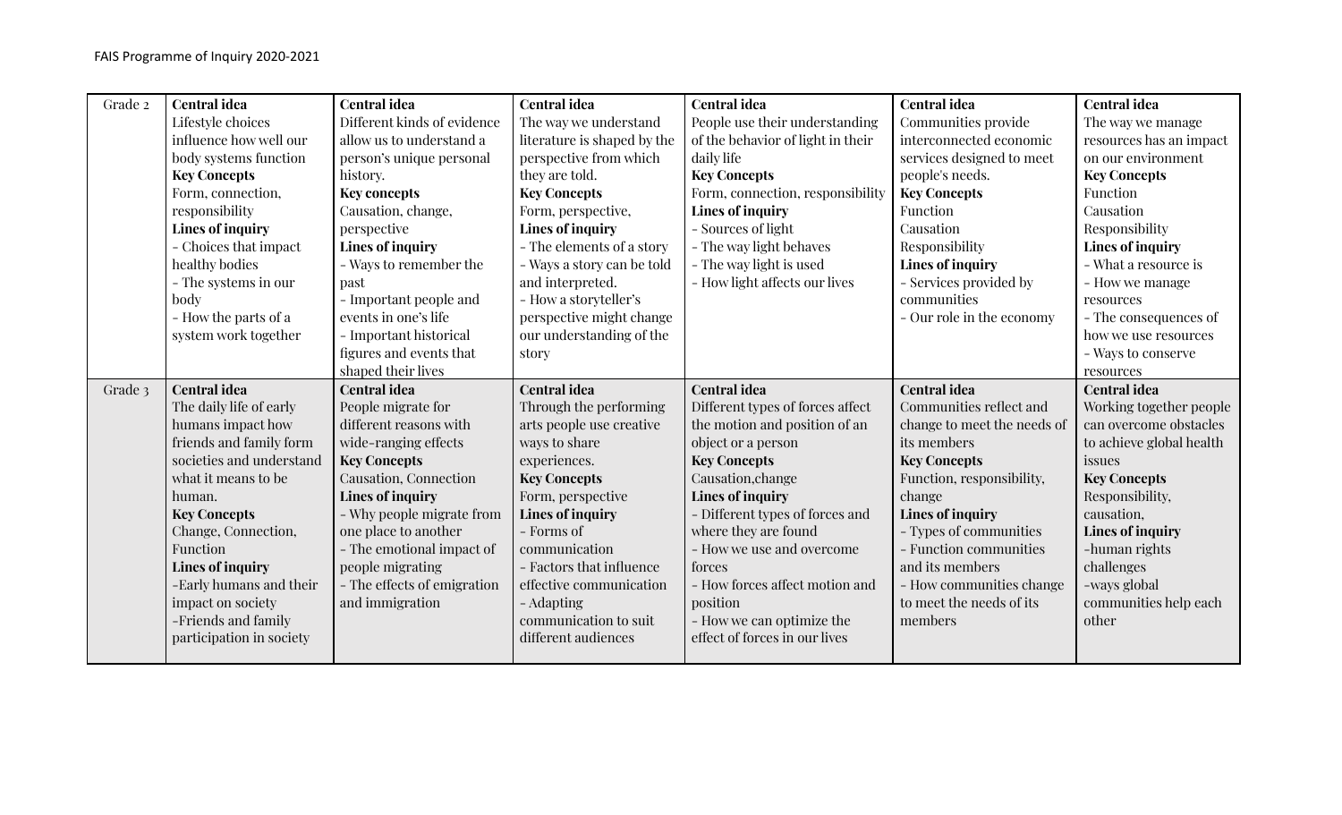| Grade 2 | **Central idea**<br>Lifestyle choices influence how well our body systems function<br>**Key Concepts**<br>Form, connection, responsibility<br>**Lines of inquiry**<br>- Choices that impact healthy bodies<br>- The systems in our body<br>- How the parts of a system work together | **Central idea**<br>Different kinds of evidence allow us to understand a person's unique personal history.<br>**Key concepts**<br>Causation, change, perspective<br>**Lines of inquiry**<br>- Ways to remember the past<br>- Important people and events in one's life<br>- Important historical figures and events that shaped their lives | **Central idea**<br>The way we understand literature is shaped by the perspective from which they are told.<br>**Key Concepts**<br>Form, perspective,<br>**Lines of inquiry**<br>- The elements of a story<br>- Ways a story can be told and interpreted.<br>- How a storyteller's perspective might change our understanding of the story | **Central idea**<br>People use their understanding of the behavior of light in their daily life<br>**Key Concepts**<br>Form, connection, responsibility<br>**Lines of inquiry**<br>- Sources of light<br>- The way light behaves<br>- The way light is used<br>- How light affects our lives | **Central idea**<br>Communities provide interconnected economic services designed to meet people's needs.<br>**Key Concepts**<br>Function<br>Causation<br>Responsibility<br>**Lines of inquiry**<br>- Services provided by communities<br>- Our role in the economy | **Central idea**<br>The way we manage resources has an impact on our environment<br>**Key Concepts**<br>Function<br>Causation<br>Responsibility<br>**Lines of inquiry**<br>- What a resource is<br>- How we manage resources<br>- The consequences of how we use resources<br>- Ways to conserve resources |
|---|---|---|---|---|---|---|
| Grade 3 | **Central idea**<br>The daily life of early humans impact how friends and family form societies and understand what it means to be human.<br>**Key Concepts**<br>Change, Connection, Function<br>**Lines of inquiry**<br>-Early humans and their impact on society<br>-Friends and family participation in society | **Central idea**<br>People migrate for different reasons with wide-ranging effects<br>**Key Concepts**<br>Causation, Connection<br>**Lines of inquiry**<br>- Why people migrate from one place to another<br>- The emotional impact of people migrating<br>- The effects of emigration and immigration | **Central idea**<br>Through the performing arts people use creative ways to share experiences.<br>**Key Concepts**<br>Form, perspective<br>**Lines of inquiry**<br>- Forms of communication<br>- Factors that influence effective communication<br>- Adapting communication to suit different audiences | **Central idea**<br>Different types of forces affect the motion and position of an object or a person<br>**Key Concepts**<br>Causation,change<br>**Lines of inquiry**<br>- Different types of forces and where they are found<br>- How we use and overcome forces<br>- How forces affect motion and position<br>- How we can optimize the effect of forces in our lives | **Central idea**<br>Communities reflect and change to meet the needs of its members<br>**Key Concepts**<br>Function, responsibility, change<br>**Lines of inquiry**<br>- Types of communities<br>- Function communities and its members<br>- How communities change to meet the needs of its members | **Central idea**<br>Working together people can overcome obstacles to achieve global health issues<br>**Key Concepts**<br>Responsibility, causation,<br>**Lines of inquiry**<br>-human rights challenges<br>-ways global communities help each other |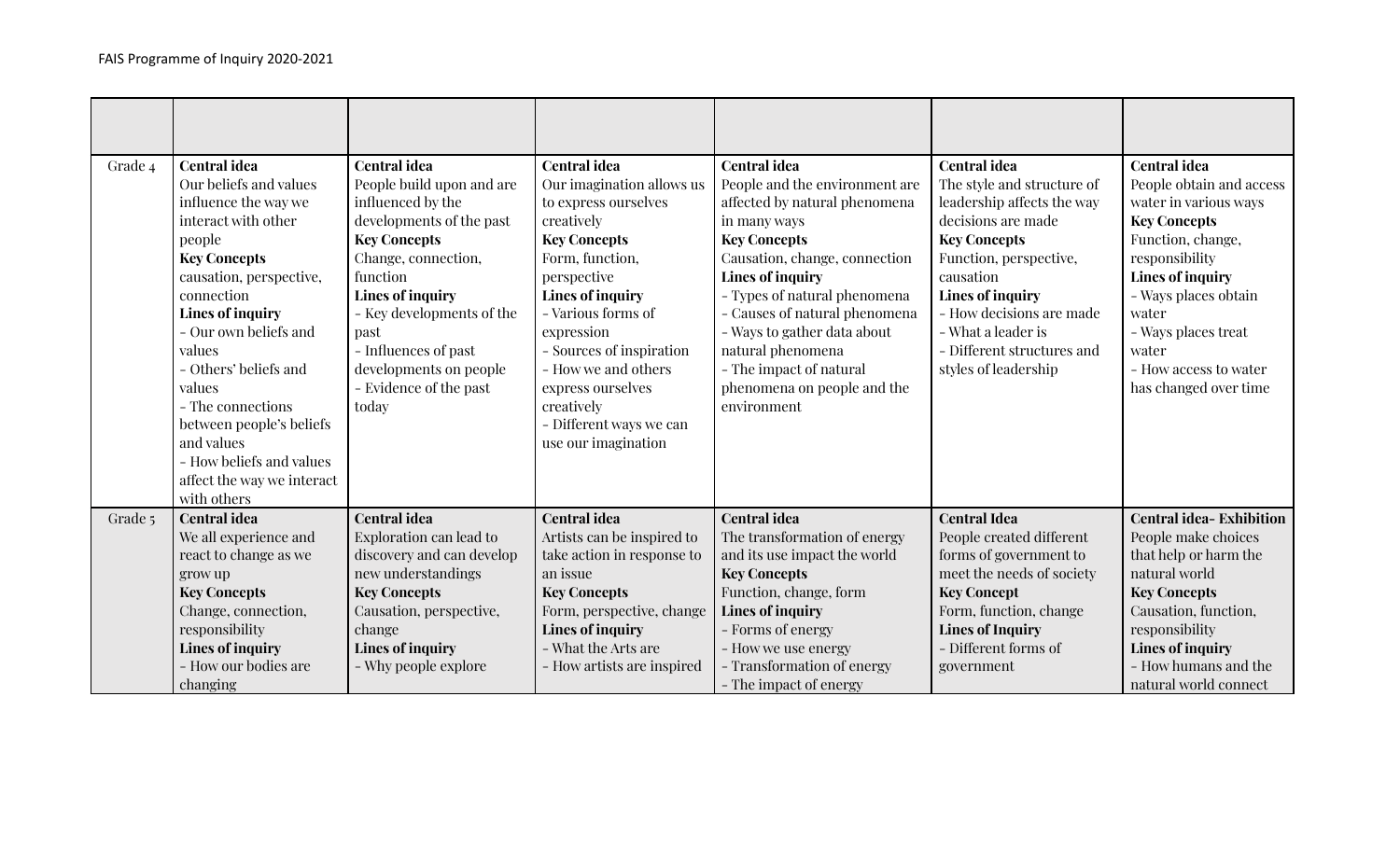| | | | | | | |
|---|---|---|---|---|---|---|
| Grade 4 | **Central idea**<br>Our beliefs and values influence the way we interact with other people<br>**Key Concepts**<br>causation, perspective, connection<br>**Lines of inquiry**<br>- Our own beliefs and values<br>- Others' beliefs and values<br>- The connections between people's beliefs and values<br>- How beliefs and values affect the way we interact with others | **Central idea**<br>People build upon and are influenced by the developments of the past<br>**Key Concepts**<br>Change, connection, function<br>**Lines of inquiry**<br>- Key developments of the past<br>- Influences of past developments on people<br>- Evidence of the past today | **Central idea**<br>Our imagination allows us to express ourselves creatively<br>**Key Concepts**<br>Form, function, perspective<br>**Lines of inquiry**<br>- Various forms of expression<br>- Sources of inspiration<br>- How we and others express ourselves creatively<br>- Different ways we can use our imagination | **Central idea**<br>People and the environment are affected by natural phenomena in many ways<br>**Key Concepts**<br>Causation, change, connection<br>**Lines of inquiry**<br>- Types of natural phenomena<br>- Causes of natural phenomena<br>- Ways to gather data about natural phenomena<br>- The impact of natural phenomena on people and the environment | **Central idea**<br>The style and structure of leadership affects the way decisions are made<br>**Key Concepts**<br>Function, perspective, causation<br>**Lines of inquiry**<br>- How decisions are made<br>- What a leader is<br>- Different structures and styles of leadership | **Central idea**<br>People obtain and access water in various ways<br>**Key Concepts**<br>Function, change, responsibility<br>**Lines of inquiry**<br>- Ways places obtain water<br>- Ways places treat water<br>- How access to water has changed over time |
| Grade 5 | **Central idea**<br>We all experience and react to change as we grow up<br>**Key Concepts**<br>Change, connection, responsibility<br>**Lines of inquiry**<br>- How our bodies are changing | **Central idea**<br>Exploration can lead to discovery and can develop new understandings<br>**Key Concepts**<br>Causation, perspective, change<br>**Lines of inquiry**<br>- Why people explore | **Central idea**<br>Artists can be inspired to take action in response to an issue<br>**Key Concepts**<br>Form, perspective, change<br>**Lines of inquiry**<br>- What the Arts are<br>- How artists are inspired | **Central idea**<br>The transformation of energy and its use impact the world<br>**Key Concepts**<br>Function, change, form<br>**Lines of inquiry**<br>- Forms of energy<br>- How we use energy<br>- Transformation of energy<br>- The impact of energy | **Central Idea**<br>People created different forms of government to meet the needs of society<br>**Key Concept**<br>Form, function, change<br>**Lines of Inquiry**<br>- Different forms of government | **Central idea- Exhibition**<br>People make choices that help or harm the natural world<br>**Key Concepts**<br>Causation, function, responsibility<br>**Lines of inquiry**<br>- How humans and the natural world connect |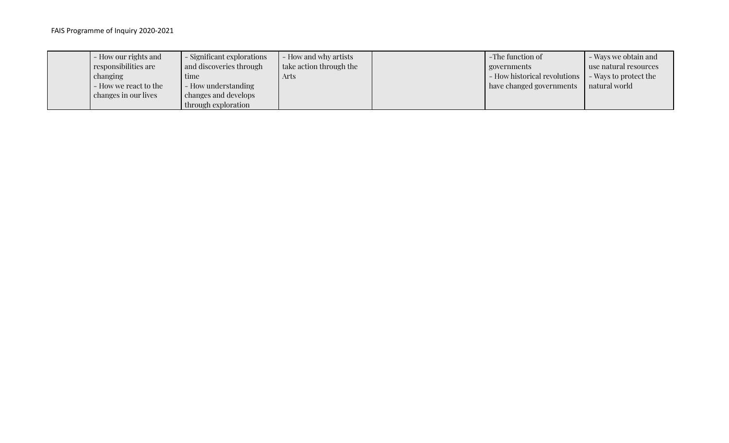| | | | | | | |
|---|---|---|---|---|---|---|
| | - How our rights and responsibilities are changing<br>- How we react to the changes in our lives | - Significant explorations and discoveries through time<br>- How understanding changes and develops through exploration | - How and why artists take action through the Arts | | -The function of governments<br>- How historical revolutions have changed governments | - Ways we obtain and use natural resources<br>- Ways to protect the natural world |